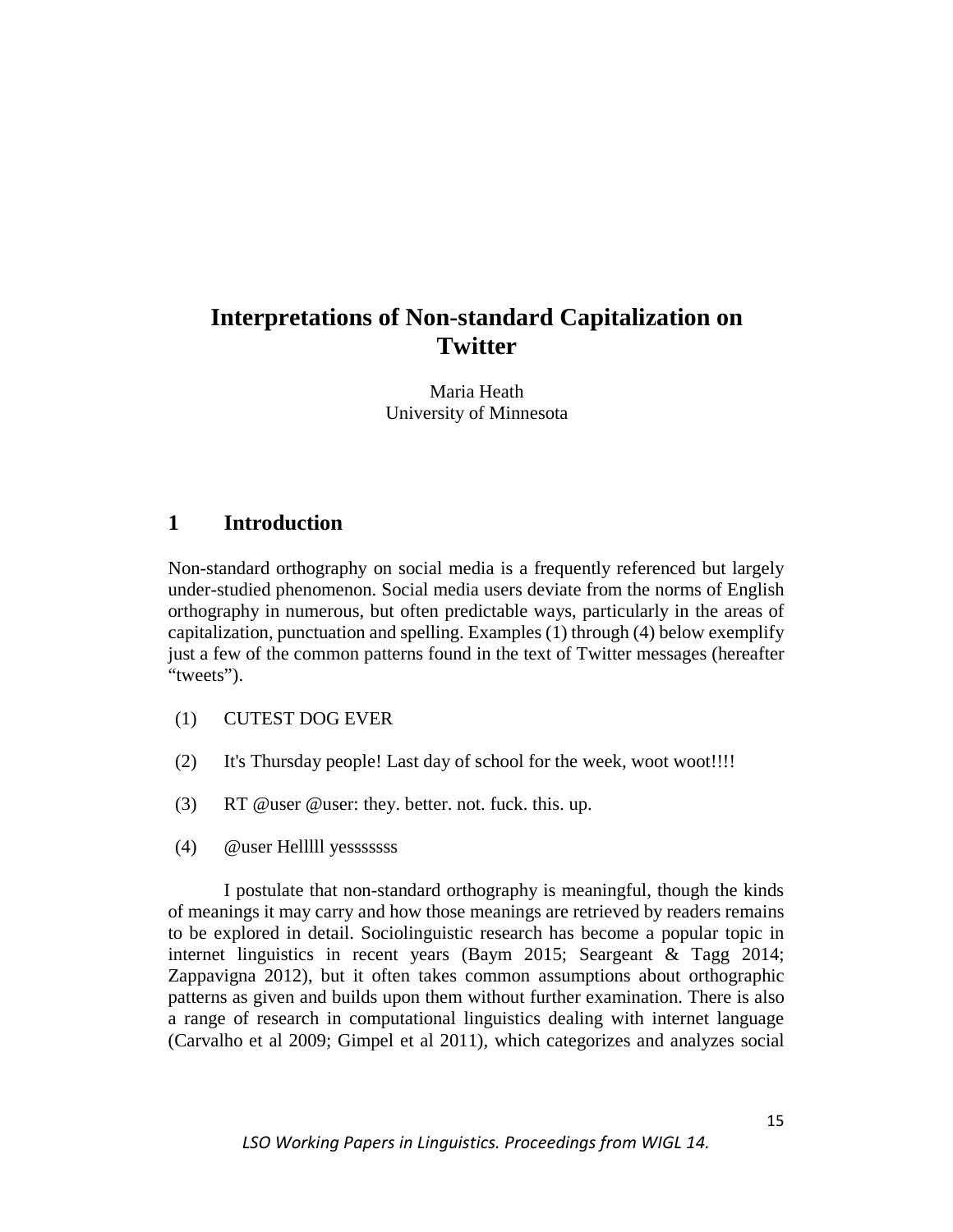# Interpretations of Non-standard Capitalization on Twitter

Maria Heath
University of Minnesota

## 1 Introduction

Non-standard orthography on social media is a frequently referenced but largely under-studied phenomenon. Social media users deviate from the norms of English orthography in numerous, but often predictable ways, particularly in the areas of capitalization, punctuation and spelling. Examples (1) through (4) below exemplify just a few of the common patterns found in the text of Twitter messages (hereafter "tweets").

(1) CUTEST DOG EVER

(2) It's Thursday people! Last day of school for the week, woot woot!!!!

(3) RT @user @user: they. better. not. fuck. this. up.

(4) @user Helllll yesssssss

I postulate that non-standard orthography is meaningful, though the kinds of meanings it may carry and how those meanings are retrieved by readers remains to be explored in detail. Sociolinguistic research has become a popular topic in internet linguistics in recent years (Baym 2015; Seargeant & Tagg 2014; Zappavigna 2012), but it often takes common assumptions about orthographic patterns as given and builds upon them without further examination. There is also a range of research in computational linguistics dealing with internet language (Carvalho et al 2009; Gimpel et al 2011), which categorizes and analyzes social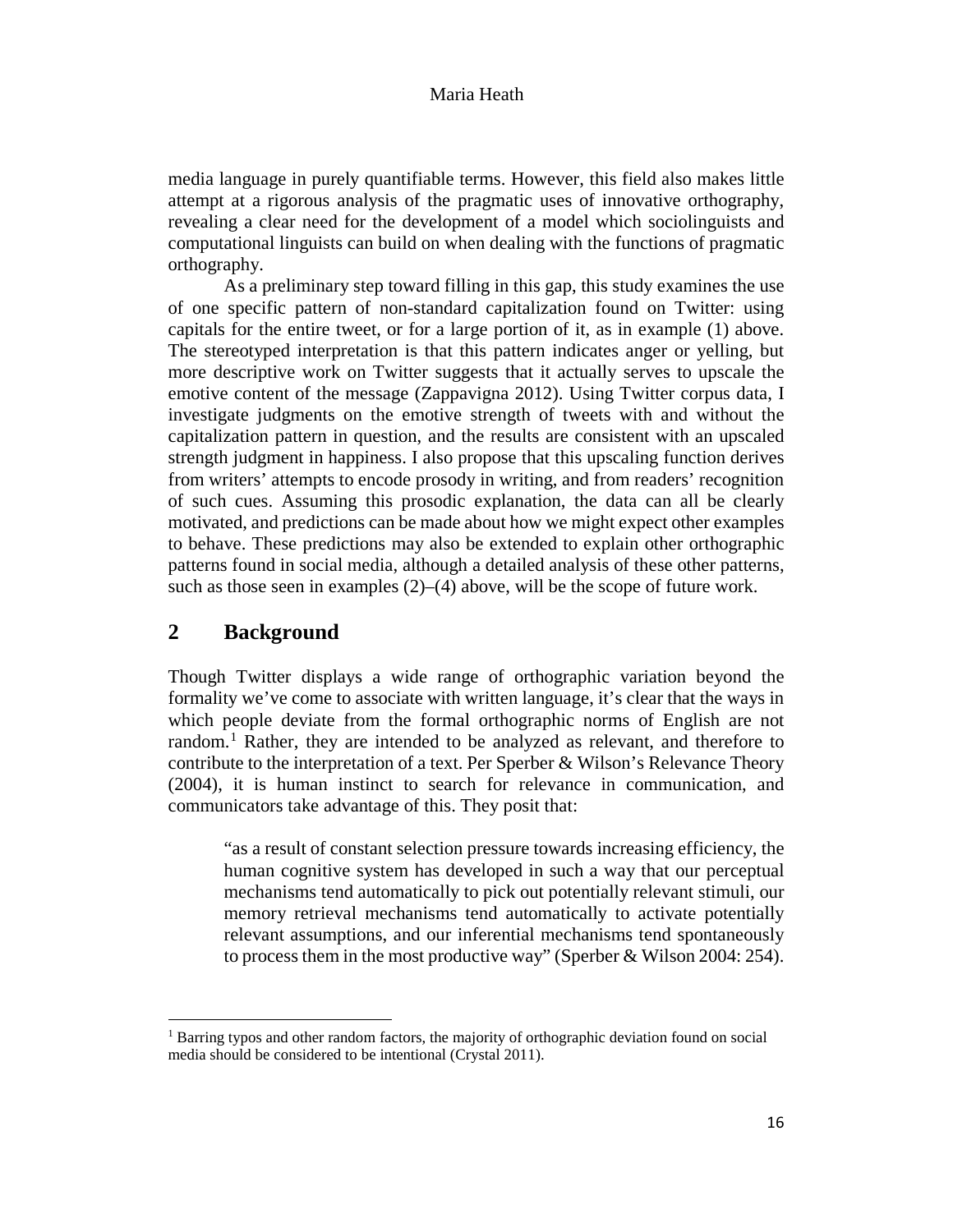media language in purely quantifiable terms. However, this field also makes little attempt at a rigorous analysis of the pragmatic uses of innovative orthography, revealing a clear need for the development of a model which sociolinguists and computational linguists can build on when dealing with the functions of pragmatic orthography.

As a preliminary step toward filling in this gap, this study examines the use of one specific pattern of non-standard capitalization found on Twitter: using capitals for the entire tweet, or for a large portion of it, as in example (1) above. The stereotyped interpretation is that this pattern indicates anger or yelling, but more descriptive work on Twitter suggests that it actually serves to upscale the emotive content of the message (Zappavigna 2012). Using Twitter corpus data, I investigate judgments on the emotive strength of tweets with and without the capitalization pattern in question, and the results are consistent with an upscaled strength judgment in happiness. I also propose that this upscaling function derives from writers' attempts to encode prosody in writing, and from readers' recognition of such cues. Assuming this prosodic explanation, the data can all be clearly motivated, and predictions can be made about how we might expect other examples to behave. These predictions may also be extended to explain other orthographic patterns found in social media, although a detailed analysis of these other patterns, such as those seen in examples (2)–(4) above, will be the scope of future work.

## 2 Background

Though Twitter displays a wide range of orthographic variation beyond the formality we've come to associate with written language, it's clear that the ways in which people deviate from the formal orthographic norms of English are not random.[1] Rather, they are intended to be analyzed as relevant, and therefore to contribute to the interpretation of a text. Per Sperber & Wilson's Relevance Theory (2004), it is human instinct to search for relevance in communication, and communicators take advantage of this. They posit that:

> "as a result of constant selection pressure towards increasing efficiency, the human cognitive system has developed in such a way that our perceptual mechanisms tend automatically to pick out potentially relevant stimuli, our memory retrieval mechanisms tend automatically to activate potentially relevant assumptions, and our inferential mechanisms tend spontaneously to process them in the most productive way" (Sperber & Wilson 2004: 254).

---

[1] Barring typos and other random factors, the majority of orthographic deviation found on social media should be considered to be intentional (Crystal 2011).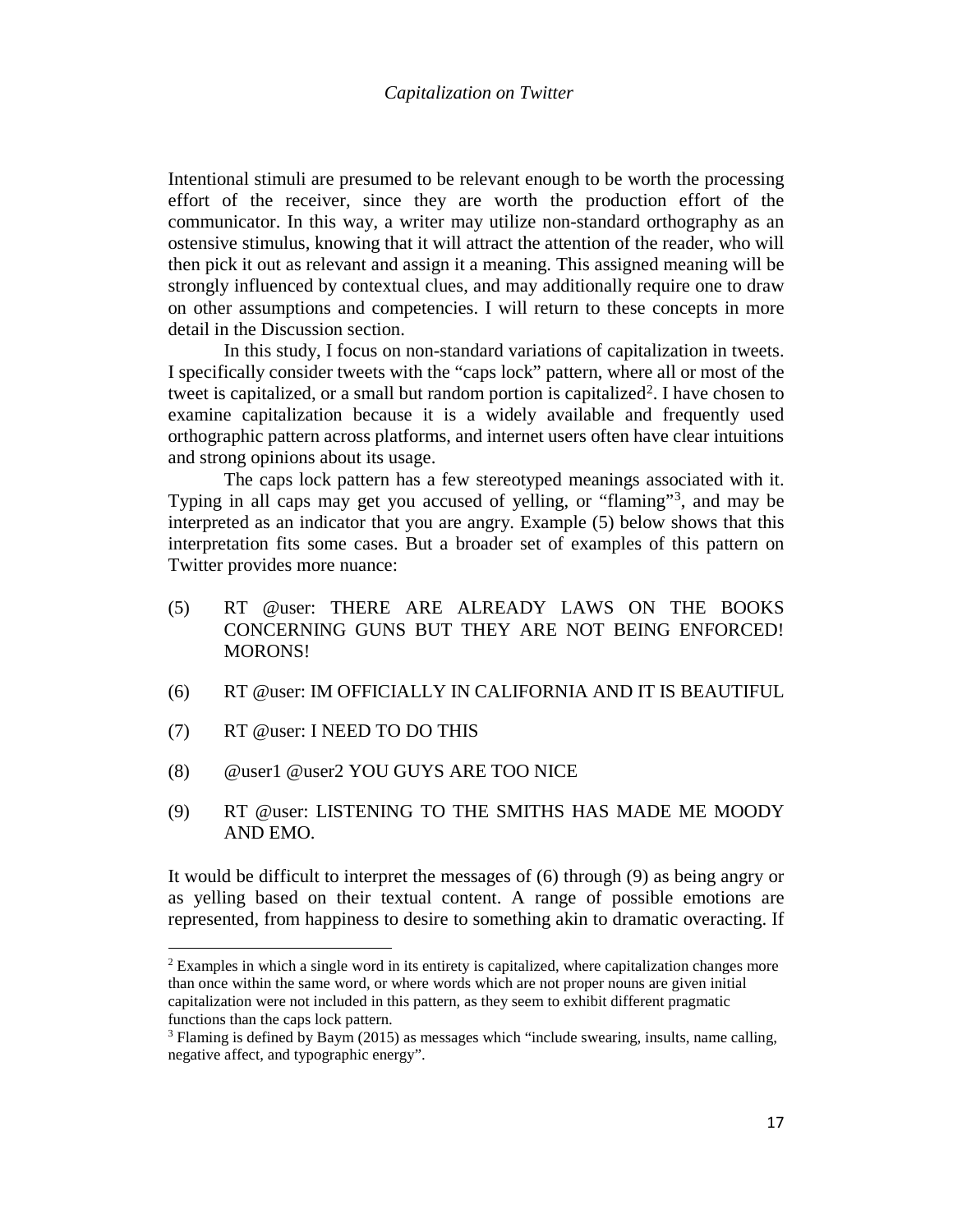Intentional stimuli are presumed to be relevant enough to be worth the processing effort of the receiver, since they are worth the production effort of the communicator. In this way, a writer may utilize non-standard orthography as an ostensive stimulus, knowing that it will attract the attention of the reader, who will then pick it out as relevant and assign it a meaning. This assigned meaning will be strongly influenced by contextual clues, and may additionally require one to draw on other assumptions and competencies. I will return to these concepts in more detail in the Discussion section.

In this study, I focus on non-standard variations of capitalization in tweets. I specifically consider tweets with the "caps lock" pattern, where all or most of the tweet is capitalized, or a small but random portion is capitalized[2]. I have chosen to examine capitalization because it is a widely available and frequently used orthographic pattern across platforms, and internet users often have clear intuitions and strong opinions about its usage.

The caps lock pattern has a few stereotyped meanings associated with it. Typing in all caps may get you accused of yelling, or "flaming"[3], and may be interpreted as an indicator that you are angry. Example (5) below shows that this interpretation fits some cases. But a broader set of examples of this pattern on Twitter provides more nuance:

(5) RT @user: THERE ARE ALREADY LAWS ON THE BOOKS CONCERNING GUNS BUT THEY ARE NOT BEING ENFORCED! MORONS!

(6) RT @user: IM OFFICIALLY IN CALIFORNIA AND IT IS BEAUTIFUL

(7) RT @user: I NEED TO DO THIS

(8) @user1 @user2 YOU GUYS ARE TOO NICE

(9) RT @user: LISTENING TO THE SMITHS HAS MADE ME MOODY AND EMO.

It would be difficult to interpret the messages of (6) through (9) as being angry or as yelling based on their textual content. A range of possible emotions are represented, from happiness to desire to something akin to dramatic overacting. If

[2] Examples in which a single word in its entirety is capitalized, where capitalization changes more than once within the same word, or where words which are not proper nouns are given initial capitalization were not included in this pattern, as they seem to exhibit different pragmatic functions than the caps lock pattern.

[3] Flaming is defined by Baym (2015) as messages which "include swearing, insults, name calling, negative affect, and typographic energy".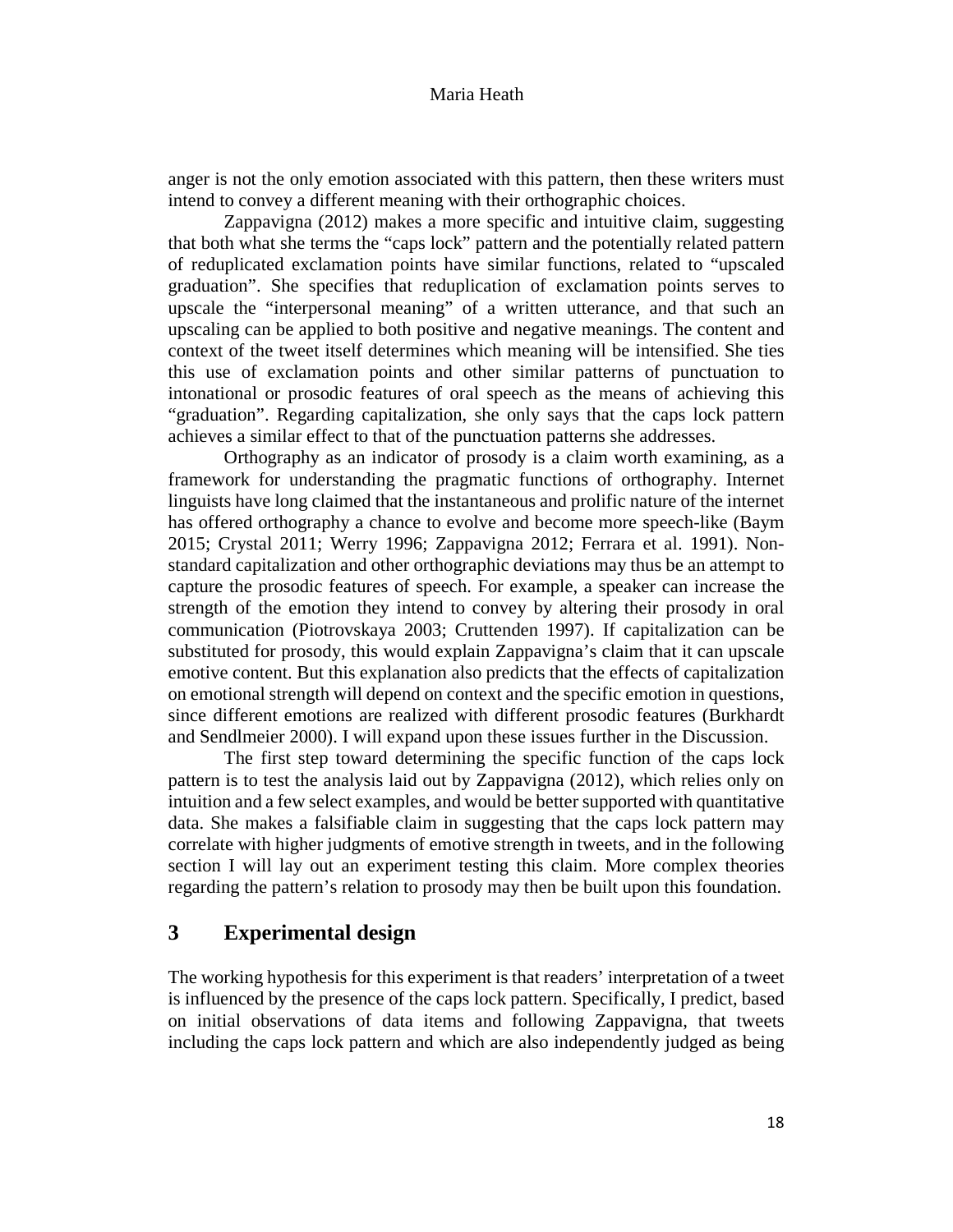anger is not the only emotion associated with this pattern, then these writers must intend to convey a different meaning with their orthographic choices.

Zappavigna (2012) makes a more specific and intuitive claim, suggesting that both what she terms the "caps lock" pattern and the potentially related pattern of reduplicated exclamation points have similar functions, related to "upscaled graduation". She specifies that reduplication of exclamation points serves to upscale the "interpersonal meaning" of a written utterance, and that such an upscaling can be applied to both positive and negative meanings. The content and context of the tweet itself determines which meaning will be intensified. She ties this use of exclamation points and other similar patterns of punctuation to intonational or prosodic features of oral speech as the means of achieving this "graduation". Regarding capitalization, she only says that the caps lock pattern achieves a similar effect to that of the punctuation patterns she addresses.

Orthography as an indicator of prosody is a claim worth examining, as a framework for understanding the pragmatic functions of orthography. Internet linguists have long claimed that the instantaneous and prolific nature of the internet has offered orthography a chance to evolve and become more speech-like (Baym 2015; Crystal 2011; Werry 1996; Zappavigna 2012; Ferrara et al. 1991). Non-standard capitalization and other orthographic deviations may thus be an attempt to capture the prosodic features of speech. For example, a speaker can increase the strength of the emotion they intend to convey by altering their prosody in oral communication (Piotrovskaya 2003; Cruttenden 1997). If capitalization can be substituted for prosody, this would explain Zappavigna's claim that it can upscale emotive content. But this explanation also predicts that the effects of capitalization on emotional strength will depend on context and the specific emotion in questions, since different emotions are realized with different prosodic features (Burkhardt and Sendlmeier 2000). I will expand upon these issues further in the Discussion.

The first step toward determining the specific function of the caps lock pattern is to test the analysis laid out by Zappavigna (2012), which relies only on intuition and a few select examples, and would be better supported with quantitative data. She makes a falsifiable claim in suggesting that the caps lock pattern may correlate with higher judgments of emotive strength in tweets, and in the following section I will lay out an experiment testing this claim. More complex theories regarding the pattern's relation to prosody may then be built upon this foundation.

## 3 Experimental design

The working hypothesis for this experiment is that readers' interpretation of a tweet is influenced by the presence of the caps lock pattern. Specifically, I predict, based on initial observations of data items and following Zappavigna, that tweets including the caps lock pattern and which are also independently judged as being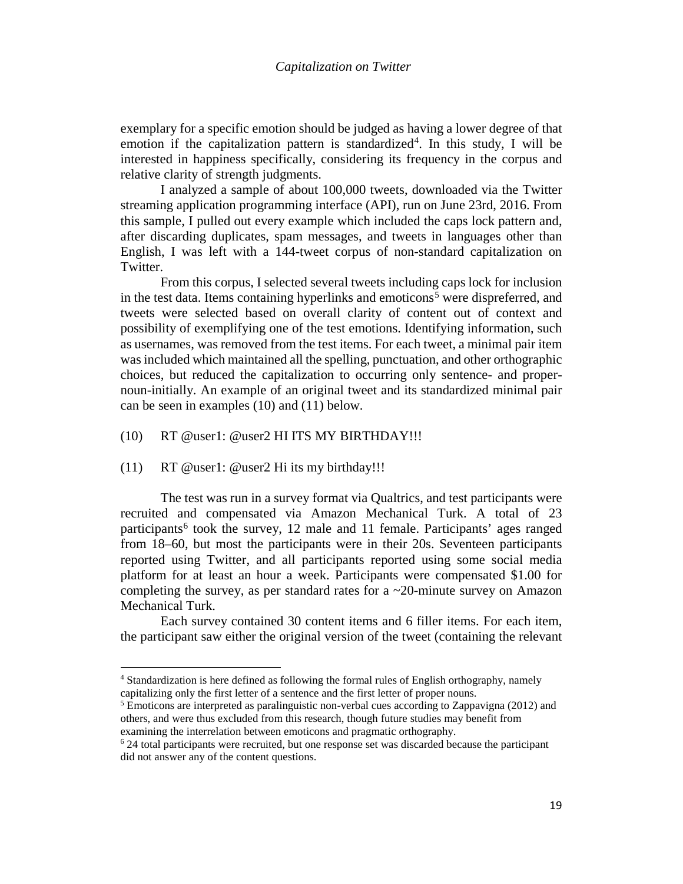exemplary for a specific emotion should be judged as having a lower degree of that emotion if the capitalization pattern is standardized[4]. In this study, I will be interested in happiness specifically, considering its frequency in the corpus and relative clarity of strength judgments.

I analyzed a sample of about 100,000 tweets, downloaded via the Twitter streaming application programming interface (API), run on June 23rd, 2016. From this sample, I pulled out every example which included the caps lock pattern and, after discarding duplicates, spam messages, and tweets in languages other than English, I was left with a 144-tweet corpus of non-standard capitalization on Twitter.

From this corpus, I selected several tweets including caps lock for inclusion in the test data. Items containing hyperlinks and emoticons[5] were dispreferred, and tweets were selected based on overall clarity of content out of context and possibility of exemplifying one of the test emotions. Identifying information, such as usernames, was removed from the test items. For each tweet, a minimal pair item was included which maintained all the spelling, punctuation, and other orthographic choices, but reduced the capitalization to occurring only sentence- and proper-noun-initially. An example of an original tweet and its standardized minimal pair can be seen in examples (10) and (11) below.

(10) RT @user1: @user2 HI ITS MY BIRTHDAY!!!

(11) RT @user1: @user2 Hi its my birthday!!!

The test was run in a survey format via Qualtrics, and test participants were recruited and compensated via Amazon Mechanical Turk. A total of 23 participants[6] took the survey, 12 male and 11 female. Participants' ages ranged from 18–60, but most the participants were in their 20s. Seventeen participants reported using Twitter, and all participants reported using some social media platform for at least an hour a week. Participants were compensated $1.00 for completing the survey, as per standard rates for a ~20-minute survey on Amazon Mechanical Turk.

Each survey contained 30 content items and 6 filler items. For each item, the participant saw either the original version of the tweet (containing the relevant

---

[4] Standardization is here defined as following the formal rules of English orthography, namely capitalizing only the first letter of a sentence and the first letter of proper nouns.

[5] Emoticons are interpreted as paralinguistic non-verbal cues according to Zappavigna (2012) and others, and were thus excluded from this research, though future studies may benefit from examining the interrelation between emoticons and pragmatic orthography.

[6] 24 total participants were recruited, but one response set was discarded because the participant did not answer any of the content questions.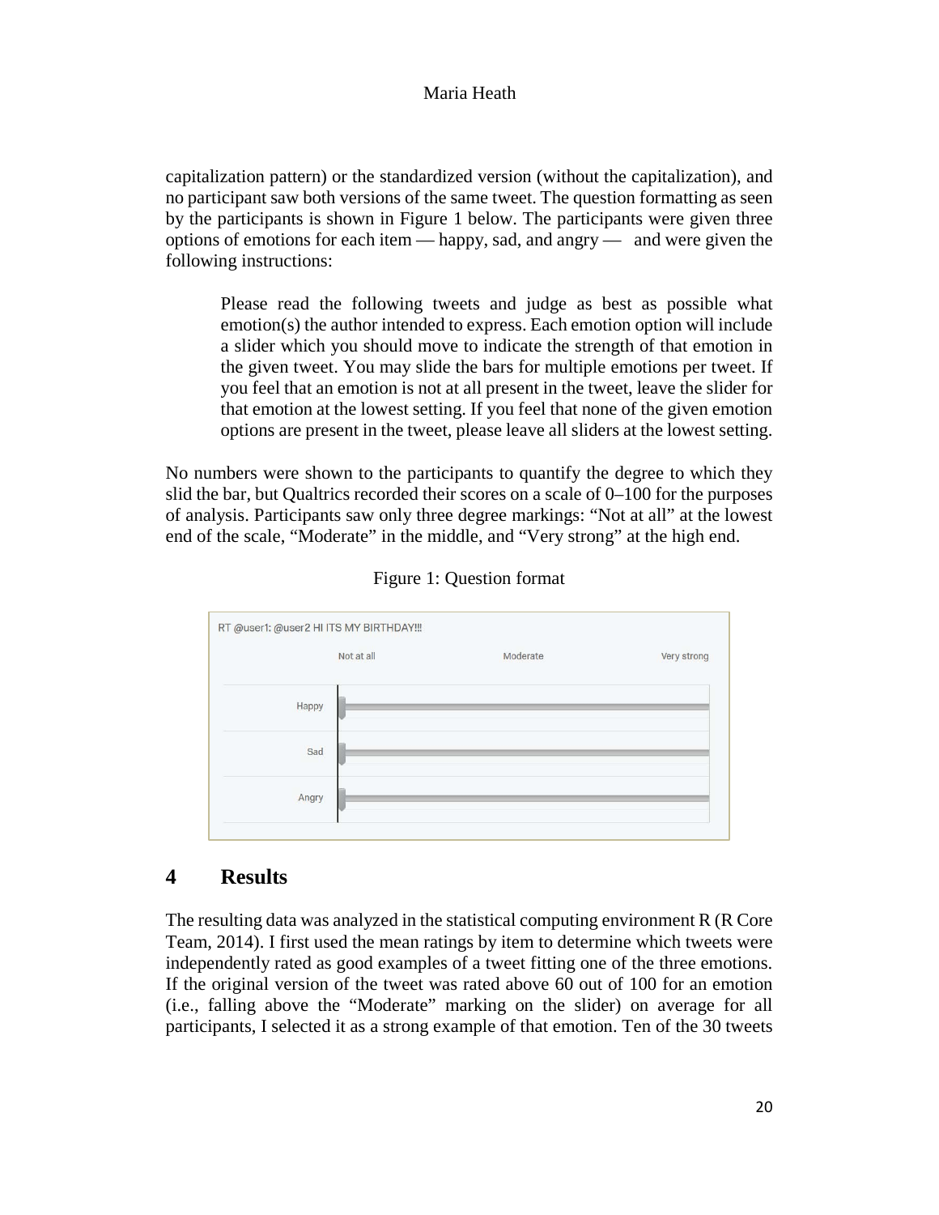capitalization pattern) or the standardized version (without the capitalization), and no participant saw both versions of the same tweet. The question formatting as seen by the participants is shown in Figure 1 below. The participants were given three options of emotions for each item — happy, sad, and angry — and were given the following instructions:

> Please read the following tweets and judge as best as possible what emotion(s) the author intended to express. Each emotion option will include a slider which you should move to indicate the strength of that emotion in the given tweet. You may slide the bars for multiple emotions per tweet. If you feel that an emotion is not at all present in the tweet, leave the slider for that emotion at the lowest setting. If you feel that none of the given emotion options are present in the tweet, please leave all sliders at the lowest setting.

No numbers were shown to the participants to quantify the degree to which they slid the bar, but Qualtrics recorded their scores on a scale of 0–100 for the purposes of analysis. Participants saw only three degree markings: “Not at all” at the lowest end of the scale, “Moderate” in the middle, and “Very strong” at the high end.

Figure 1: Question format

## 4 Results

The resulting data was analyzed in the statistical computing environment R (R Core Team, 2014). I first used the mean ratings by item to determine which tweets were independently rated as good examples of a tweet fitting one of the three emotions. If the original version of the tweet was rated above 60 out of 100 for an emotion (i.e., falling above the “Moderate” marking on the slider) on average for all participants, I selected it as a strong example of that emotion. Ten of the 30 tweets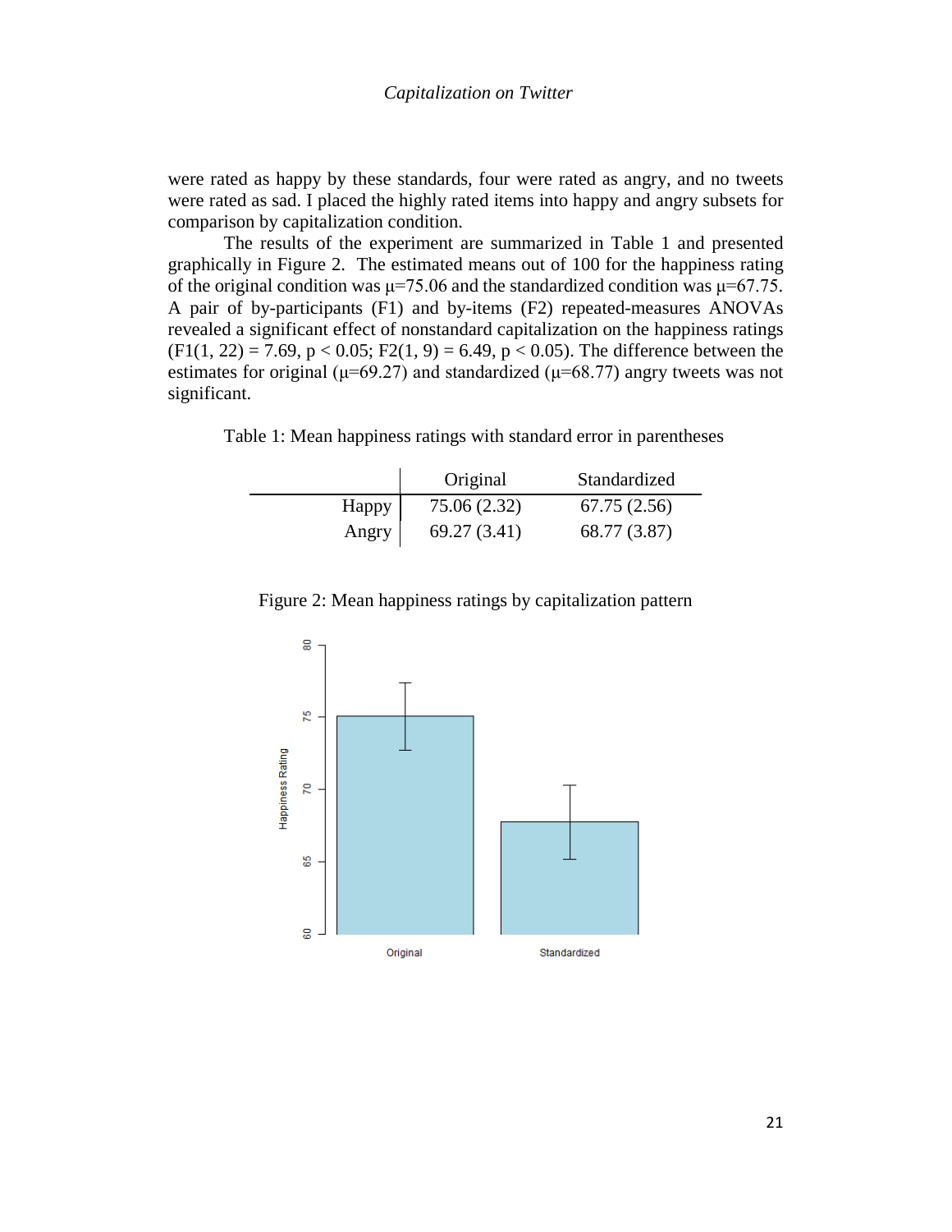were rated as happy by these standards, four were rated as angry, and no tweets were rated as sad. I placed the highly rated items into happy and angry subsets for comparison by capitalization condition.

The results of the experiment are summarized in Table 1 and presented graphically in Figure 2. The estimated means out of 100 for the happiness rating of the original condition was $\mu$=75.06 and the standardized condition was $\mu$=67.75. A pair of by-participants (F1) and by-items (F2) repeated-measures ANOVAs revealed a significant effect of nonstandard capitalization on the happiness ratings ($F1(1, 22) = 7.69$, $p < 0.05$; $F2(1, 9) = 6.49$, $p < 0.05$). The difference between the estimates for original ($\mu$=69.27) and standardized ($\mu$=68.77) angry tweets was not significant.

Table 1: Mean happiness ratings with standard error in parentheses

| | Original | Standardized |
|---|---|---|
| Happy | 75.06 (2.32) | 67.75 (2.56) |
| Angry | 69.27 (3.41) | 68.77 (3.87) |

Figure 2: Mean happiness ratings by capitalization pattern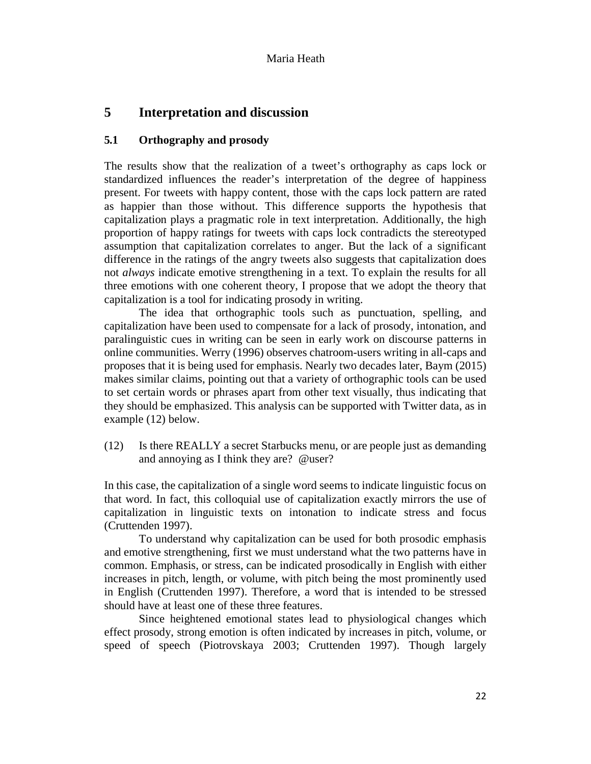## 5 Interpretation and discussion

### 5.1 Orthography and prosody

The results show that the realization of a tweet's orthography as caps lock or standardized influences the reader's interpretation of the degree of happiness present. For tweets with happy content, those with the caps lock pattern are rated as happier than those without. This difference supports the hypothesis that capitalization plays a pragmatic role in text interpretation. Additionally, the high proportion of happy ratings for tweets with caps lock contradicts the stereotyped assumption that capitalization correlates to anger. But the lack of a significant difference in the ratings of the angry tweets also suggests that capitalization does not *always* indicate emotive strengthening in a text. To explain the results for all three emotions with one coherent theory, I propose that we adopt the theory that capitalization is a tool for indicating prosody in writing.

The idea that orthographic tools such as punctuation, spelling, and capitalization have been used to compensate for a lack of prosody, intonation, and paralinguistic cues in writing can be seen in early work on discourse patterns in online communities. Werry (1996) observes chatroom-users writing in all-caps and proposes that it is being used for emphasis. Nearly two decades later, Baym (2015) makes similar claims, pointing out that a variety of orthographic tools can be used to set certain words or phrases apart from other text visually, thus indicating that they should be emphasized. This analysis can be supported with Twitter data, as in example (12) below.

(12) Is there REALLY a secret Starbucks menu, or are people just as demanding and annoying as I think they are? @user?

In this case, the capitalization of a single word seems to indicate linguistic focus on that word. In fact, this colloquial use of capitalization exactly mirrors the use of capitalization in linguistic texts on intonation to indicate stress and focus (Cruttenden 1997).

To understand why capitalization can be used for both prosodic emphasis and emotive strengthening, first we must understand what the two patterns have in common. Emphasis, or stress, can be indicated prosodically in English with either increases in pitch, length, or volume, with pitch being the most prominently used in English (Cruttenden 1997). Therefore, a word that is intended to be stressed should have at least one of these three features.

Since heightened emotional states lead to physiological changes which effect prosody, strong emotion is often indicated by increases in pitch, volume, or speed of speech (Piotrovskaya 2003; Cruttenden 1997). Though largely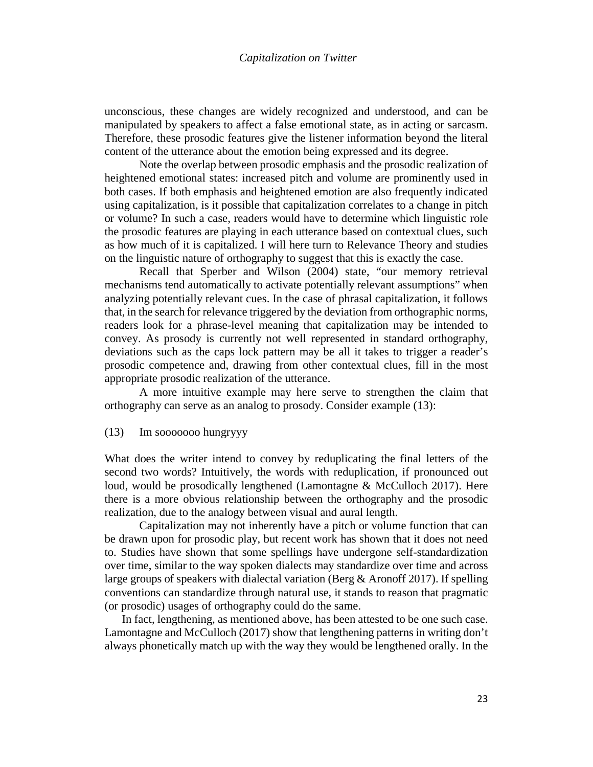unconscious, these changes are widely recognized and understood, and can be manipulated by speakers to affect a false emotional state, as in acting or sarcasm. Therefore, these prosodic features give the listener information beyond the literal content of the utterance about the emotion being expressed and its degree.

Note the overlap between prosodic emphasis and the prosodic realization of heightened emotional states: increased pitch and volume are prominently used in both cases. If both emphasis and heightened emotion are also frequently indicated using capitalization, is it possible that capitalization correlates to a change in pitch or volume? In such a case, readers would have to determine which linguistic role the prosodic features are playing in each utterance based on contextual clues, such as how much of it is capitalized. I will here turn to Relevance Theory and studies on the linguistic nature of orthography to suggest that this is exactly the case.

Recall that Sperber and Wilson (2004) state, "our memory retrieval mechanisms tend automatically to activate potentially relevant assumptions" when analyzing potentially relevant cues. In the case of phrasal capitalization, it follows that, in the search for relevance triggered by the deviation from orthographic norms, readers look for a phrase-level meaning that capitalization may be intended to convey. As prosody is currently not well represented in standard orthography, deviations such as the caps lock pattern may be all it takes to trigger a reader's prosodic competence and, drawing from other contextual clues, fill in the most appropriate prosodic realization of the utterance.

A more intuitive example may here serve to strengthen the claim that orthography can serve as an analog to prosody. Consider example (13):

(13) Im sooooooo hungryyy

What does the writer intend to convey by reduplicating the final letters of the second two words? Intuitively, the words with reduplication, if pronounced out loud, would be prosodically lengthened (Lamontagne & McCulloch 2017). Here there is a more obvious relationship between the orthography and the prosodic realization, due to the analogy between visual and aural length.

Capitalization may not inherently have a pitch or volume function that can be drawn upon for prosodic play, but recent work has shown that it does not need to. Studies have shown that some spellings have undergone self-standardization over time, similar to the way spoken dialects may standardize over time and across large groups of speakers with dialectal variation (Berg & Aronoff 2017). If spelling conventions can standardize through natural use, it stands to reason that pragmatic (or prosodic) usages of orthography could do the same.

In fact, lengthening, as mentioned above, has been attested to be one such case. Lamontagne and McCulloch (2017) show that lengthening patterns in writing don't always phonetically match up with the way they would be lengthened orally. In the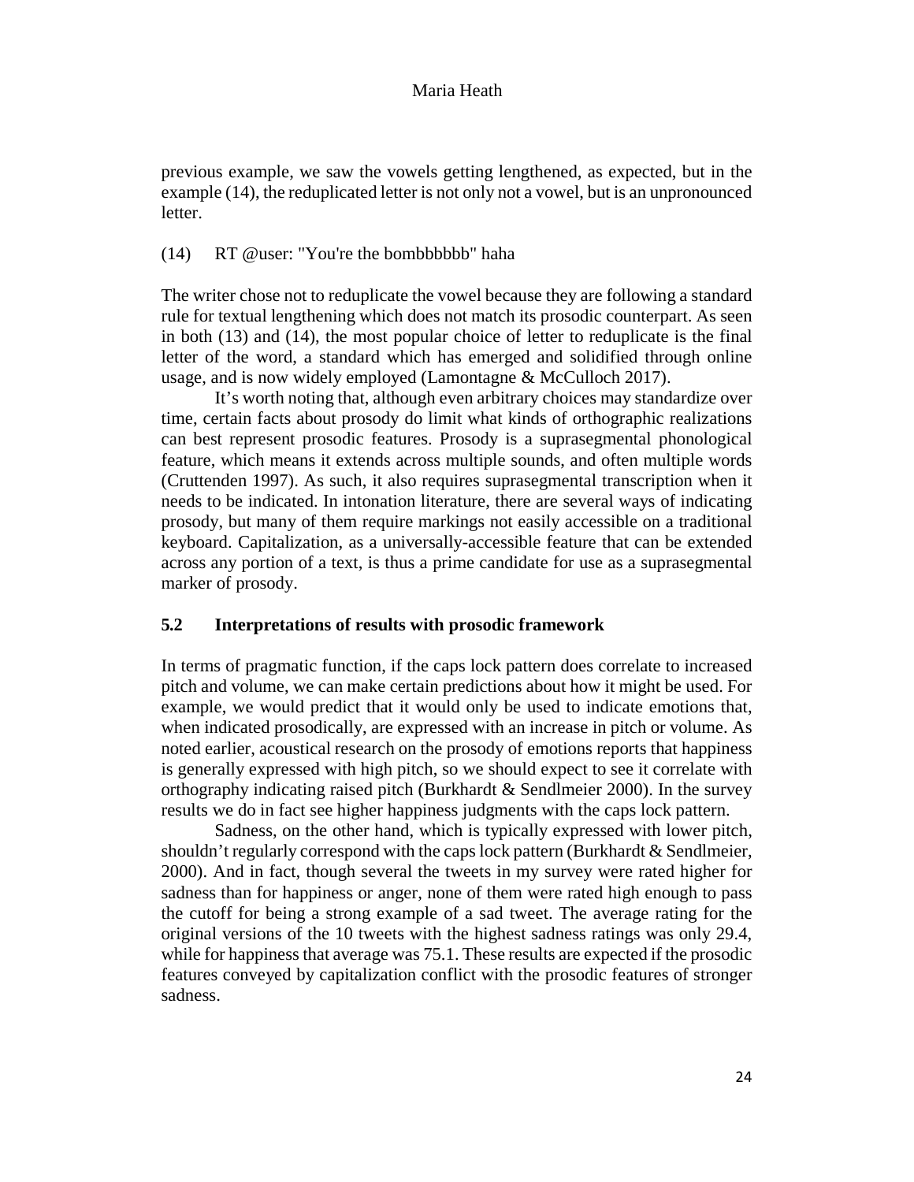previous example, we saw the vowels getting lengthened, as expected, but in the example (14), the reduplicated letter is not only not a vowel, but is an unpronounced letter.

(14) RT @user: "You're the bombbbbbb" haha

The writer chose not to reduplicate the vowel because they are following a standard rule for textual lengthening which does not match its prosodic counterpart. As seen in both (13) and (14), the most popular choice of letter to reduplicate is the final letter of the word, a standard which has emerged and solidified through online usage, and is now widely employed (Lamontagne & McCulloch 2017).

It's worth noting that, although even arbitrary choices may standardize over time, certain facts about prosody do limit what kinds of orthographic realizations can best represent prosodic features. Prosody is a suprasegmental phonological feature, which means it extends across multiple sounds, and often multiple words (Cruttenden 1997). As such, it also requires suprasegmental transcription when it needs to be indicated. In intonation literature, there are several ways of indicating prosody, but many of them require markings not easily accessible on a traditional keyboard. Capitalization, as a universally-accessible feature that can be extended across any portion of a text, is thus a prime candidate for use as a suprasegmental marker of prosody.

### 5.2 Interpretations of results with prosodic framework

In terms of pragmatic function, if the caps lock pattern does correlate to increased pitch and volume, we can make certain predictions about how it might be used. For example, we would predict that it would only be used to indicate emotions that, when indicated prosodically, are expressed with an increase in pitch or volume. As noted earlier, acoustical research on the prosody of emotions reports that happiness is generally expressed with high pitch, so we should expect to see it correlate with orthography indicating raised pitch (Burkhardt & Sendlmeier 2000). In the survey results we do in fact see higher happiness judgments with the caps lock pattern.

Sadness, on the other hand, which is typically expressed with lower pitch, shouldn't regularly correspond with the caps lock pattern (Burkhardt & Sendlmeier, 2000). And in fact, though several the tweets in my survey were rated higher for sadness than for happiness or anger, none of them were rated high enough to pass the cutoff for being a strong example of a sad tweet. The average rating for the original versions of the 10 tweets with the highest sadness ratings was only 29.4, while for happiness that average was 75.1. These results are expected if the prosodic features conveyed by capitalization conflict with the prosodic features of stronger sadness.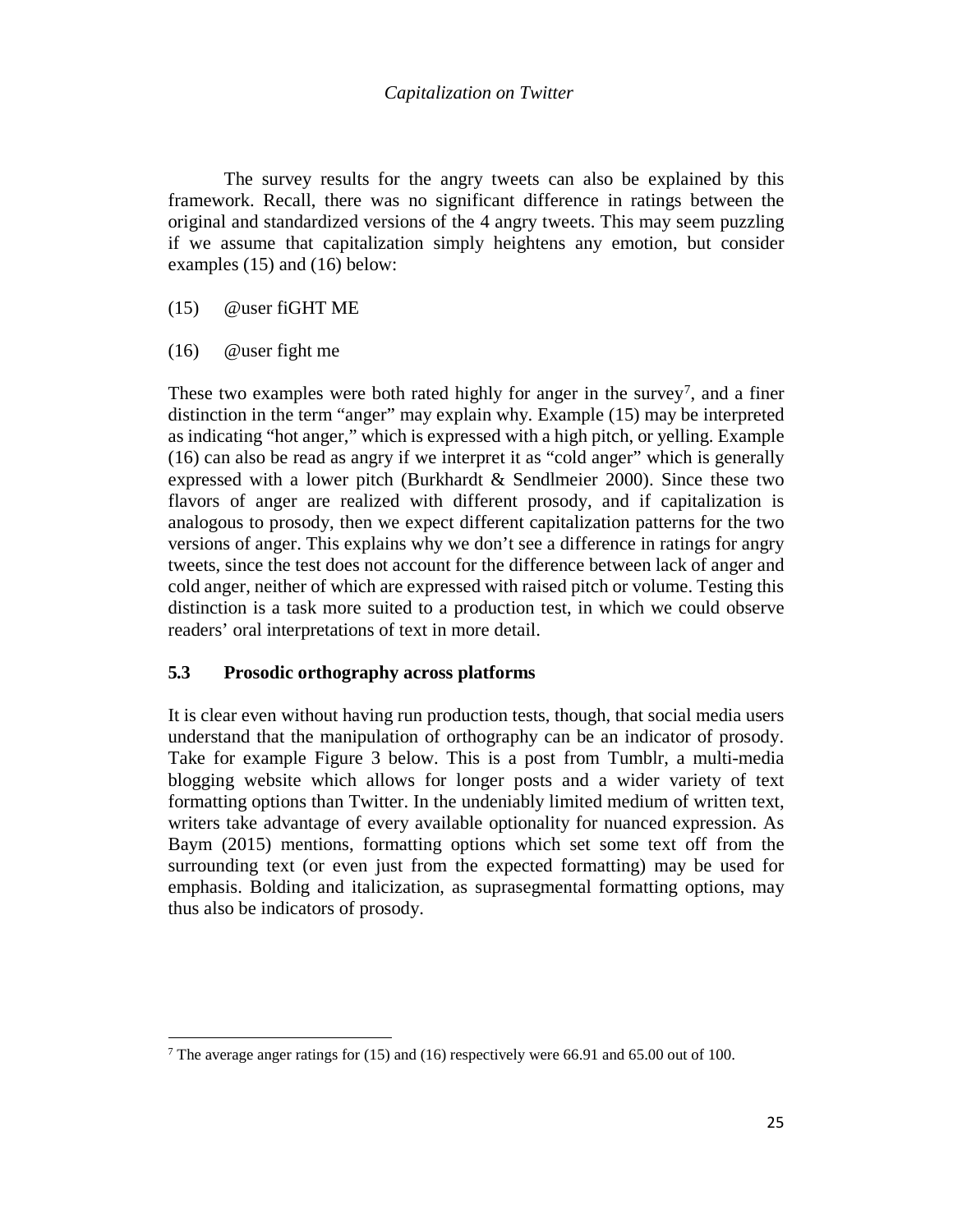The survey results for the angry tweets can also be explained by this framework. Recall, there was no significant difference in ratings between the original and standardized versions of the 4 angry tweets. This may seem puzzling if we assume that capitalization simply heightens any emotion, but consider examples (15) and (16) below:

(15) @user fiGHT ME

(16) @user fight me

These two examples were both rated highly for anger in the survey[7], and a finer distinction in the term "anger" may explain why. Example (15) may be interpreted as indicating "hot anger," which is expressed with a high pitch, or yelling. Example (16) can also be read as angry if we interpret it as "cold anger" which is generally expressed with a lower pitch (Burkhardt & Sendlmeier 2000). Since these two flavors of anger are realized with different prosody, and if capitalization is analogous to prosody, then we expect different capitalization patterns for the two versions of anger. This explains why we don't see a difference in ratings for angry tweets, since the test does not account for the difference between lack of anger and cold anger, neither of which are expressed with raised pitch or volume. Testing this distinction is a task more suited to a production test, in which we could observe readers' oral interpretations of text in more detail.

### 5.3 Prosodic orthography across platforms

It is clear even without having run production tests, though, that social media users understand that the manipulation of orthography can be an indicator of prosody. Take for example Figure 3 below. This is a post from Tumblr, a multi-media blogging website which allows for longer posts and a wider variety of text formatting options than Twitter. In the undeniably limited medium of written text, writers take advantage of every available optionality for nuanced expression. As Baym (2015) mentions, formatting options which set some text off from the surrounding text (or even just from the expected formatting) may be used for emphasis. Bolding and italicization, as suprasegmental formatting options, may thus also be indicators of prosody.

[7] The average anger ratings for (15) and (16) respectively were 66.91 and 65.00 out of 100.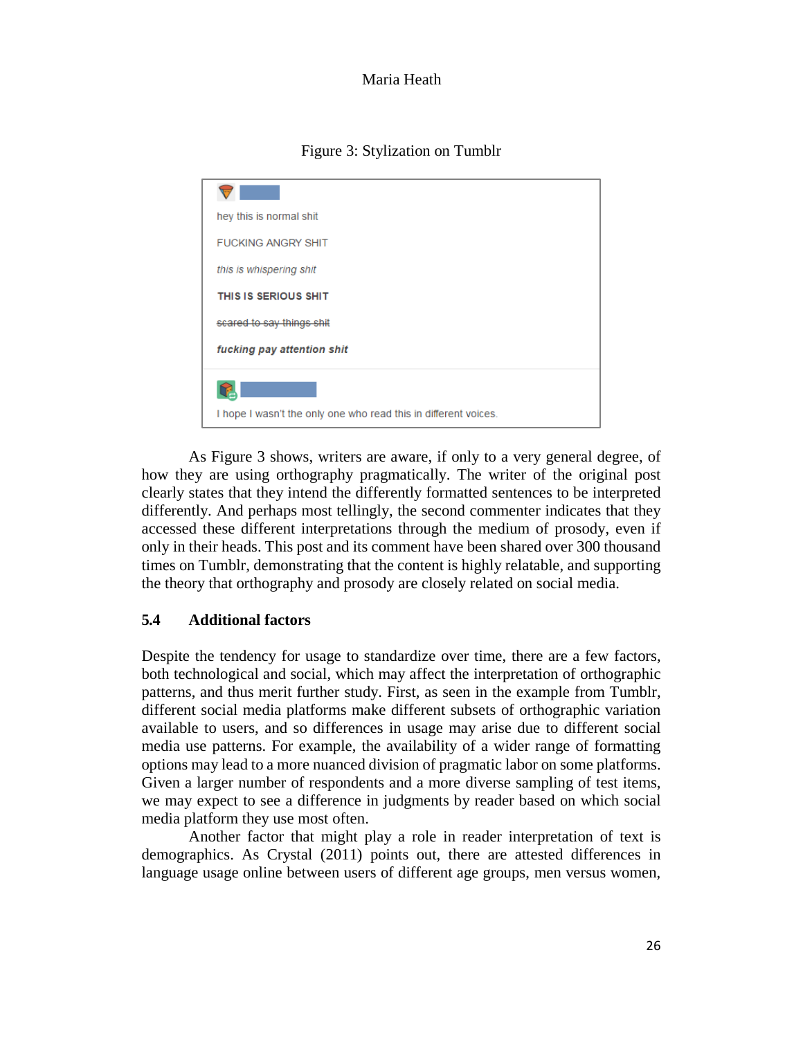Figure 3: Stylization on Tumblr

hey this is normal shit

FUCKING ANGRY SHIT

*this is whispering shit*

**THIS IS SERIOUS SHIT**

~~scared to say things shit~~

***fucking pay attention shit***

I hope I wasn't the only one who read this in different voices.

As Figure 3 shows, writers are aware, if only to a very general degree, of how they are using orthography pragmatically. The writer of the original post clearly states that they intend the differently formatted sentences to be interpreted differently. And perhaps most tellingly, the second commenter indicates that they accessed these different interpretations through the medium of prosody, even if only in their heads. This post and its comment have been shared over 300 thousand times on Tumblr, demonstrating that the content is highly relatable, and supporting the theory that orthography and prosody are closely related on social media.

### 5.4 Additional factors

Despite the tendency for usage to standardize over time, there are a few factors, both technological and social, which may affect the interpretation of orthographic patterns, and thus merit further study. First, as seen in the example from Tumblr, different social media platforms make different subsets of orthographic variation available to users, and so differences in usage may arise due to different social media use patterns. For example, the availability of a wider range of formatting options may lead to a more nuanced division of pragmatic labor on some platforms. Given a larger number of respondents and a more diverse sampling of test items, we may expect to see a difference in judgments by reader based on which social media platform they use most often.

Another factor that might play a role in reader interpretation of text is demographics. As Crystal (2011) points out, there are attested differences in language usage online between users of different age groups, men versus women,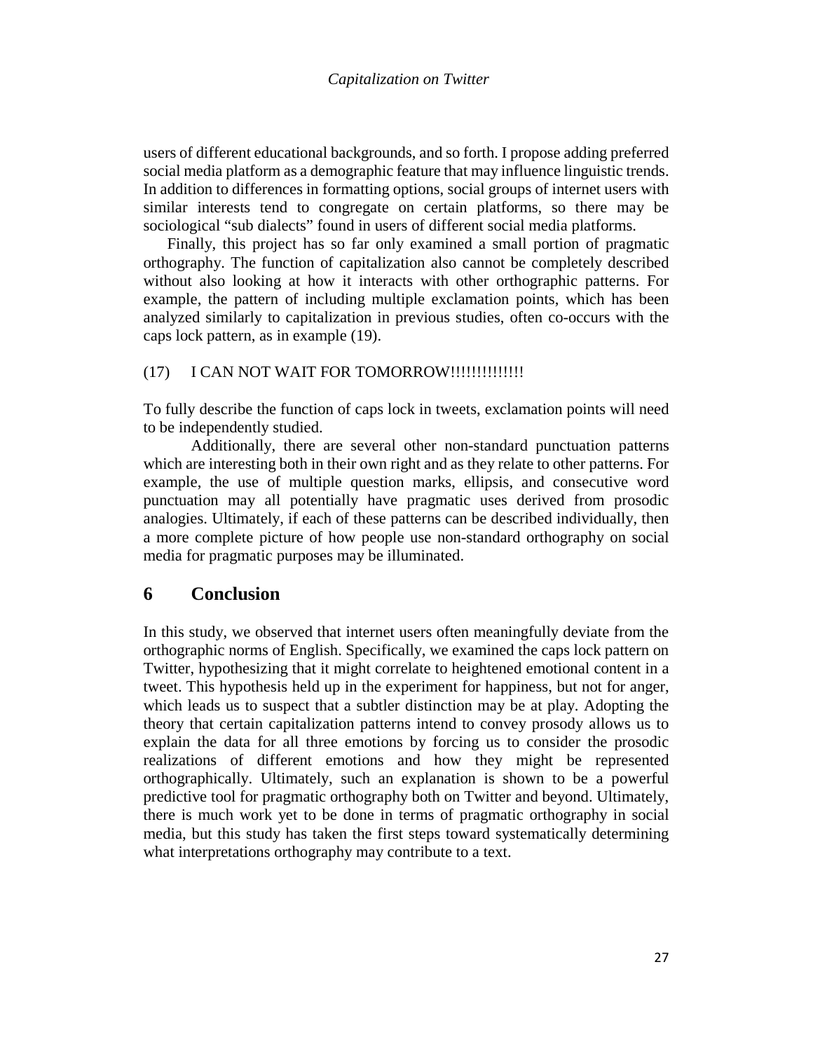users of different educational backgrounds, and so forth. I propose adding preferred social media platform as a demographic feature that may influence linguistic trends. In addition to differences in formatting options, social groups of internet users with similar interests tend to congregate on certain platforms, so there may be sociological "sub dialects" found in users of different social media platforms.

Finally, this project has so far only examined a small portion of pragmatic orthography. The function of capitalization also cannot be completely described without also looking at how it interacts with other orthographic patterns. For example, the pattern of including multiple exclamation points, which has been analyzed similarly to capitalization in previous studies, often co-occurs with the caps lock pattern, as in example (19).

(17) I CAN NOT WAIT FOR TOMORROW!!!!!!!!!!!!!

To fully describe the function of caps lock in tweets, exclamation points will need to be independently studied.

Additionally, there are several other non-standard punctuation patterns which are interesting both in their own right and as they relate to other patterns. For example, the use of multiple question marks, ellipsis, and consecutive word punctuation may all potentially have pragmatic uses derived from prosodic analogies. Ultimately, if each of these patterns can be described individually, then a more complete picture of how people use non-standard orthography on social media for pragmatic purposes may be illuminated.

## 6 Conclusion

In this study, we observed that internet users often meaningfully deviate from the orthographic norms of English. Specifically, we examined the caps lock pattern on Twitter, hypothesizing that it might correlate to heightened emotional content in a tweet. This hypothesis held up in the experiment for happiness, but not for anger, which leads us to suspect that a subtler distinction may be at play. Adopting the theory that certain capitalization patterns intend to convey prosody allows us to explain the data for all three emotions by forcing us to consider the prosodic realizations of different emotions and how they might be represented orthographically. Ultimately, such an explanation is shown to be a powerful predictive tool for pragmatic orthography both on Twitter and beyond. Ultimately, there is much work yet to be done in terms of pragmatic orthography in social media, but this study has taken the first steps toward systematically determining what interpretations orthography may contribute to a text.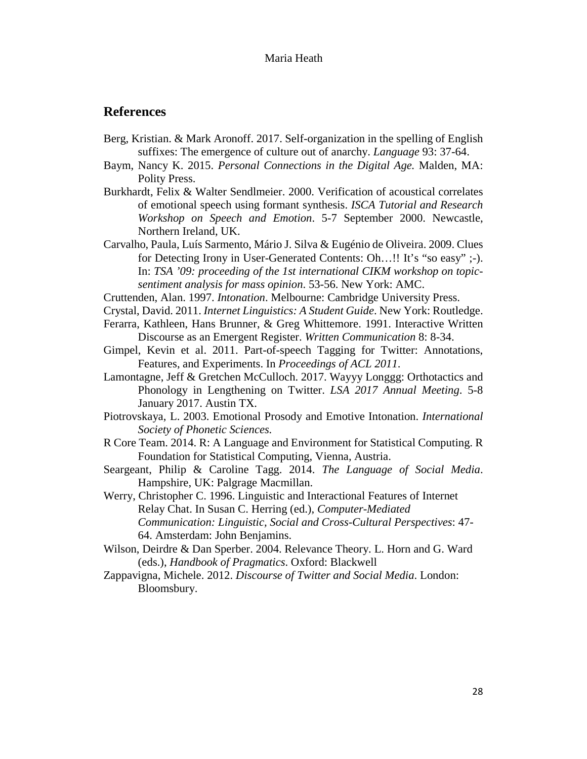## References

Berg, Kristian. & Mark Aronoff. 2017. Self-organization in the spelling of English suffixes: The emergence of culture out of anarchy. *Language* 93: 37-64.

Baym, Nancy K. 2015. *Personal Connections in the Digital Age.* Malden, MA: Polity Press.

Burkhardt, Felix & Walter Sendlmeier. 2000. Verification of acoustical correlates of emotional speech using formant synthesis. *ISCA Tutorial and Research Workshop on Speech and Emotion*. 5-7 September 2000. Newcastle, Northern Ireland, UK.

Carvalho, Paula, Luís Sarmento, Mário J. Silva & Eugénio de Oliveira. 2009. Clues for Detecting Irony in User-Generated Contents: Oh…!! It's "so easy" ;-). In: *TSA '09: proceeding of the 1st international CIKM workshop on topic-sentiment analysis for mass opinion*. 53-56. New York: AMC.

Cruttenden, Alan. 1997. *Intonation*. Melbourne: Cambridge University Press.

Crystal, David. 2011. *Internet Linguistics: A Student Guide*. New York: Routledge.

Ferarra, Kathleen, Hans Brunner, & Greg Whittemore. 1991. Interactive Written Discourse as an Emergent Register. *Written Communication* 8: 8-34.

Gimpel, Kevin et al. 2011. Part-of-speech Tagging for Twitter: Annotations, Features, and Experiments. In *Proceedings of ACL 2011*.

Lamontagne, Jeff & Gretchen McCulloch. 2017. Wayyy Longgg: Orthotactics and Phonology in Lengthening on Twitter. *LSA 2017 Annual Meeting*. 5-8 January 2017. Austin TX.

Piotrovskaya, L. 2003. Emotional Prosody and Emotive Intonation. *International Society of Phonetic Sciences.*

R Core Team. 2014. R: A Language and Environment for Statistical Computing. R Foundation for Statistical Computing, Vienna, Austria.

Seargeant, Philip & Caroline Tagg. 2014. *The Language of Social Media*. Hampshire, UK: Palgrage Macmillan.

Werry, Christopher C. 1996. Linguistic and Interactional Features of Internet Relay Chat. In Susan C. Herring (ed.), *Computer-Mediated Communication: Linguistic, Social and Cross-Cultural Perspectives*: 47-64. Amsterdam: John Benjamins.

Wilson, Deirdre & Dan Sperber. 2004. Relevance Theory. L. Horn and G. Ward (eds.), *Handbook of Pragmatics*. Oxford: Blackwell

Zappavigna, Michele. 2012. *Discourse of Twitter and Social Media*. London: Bloomsbury.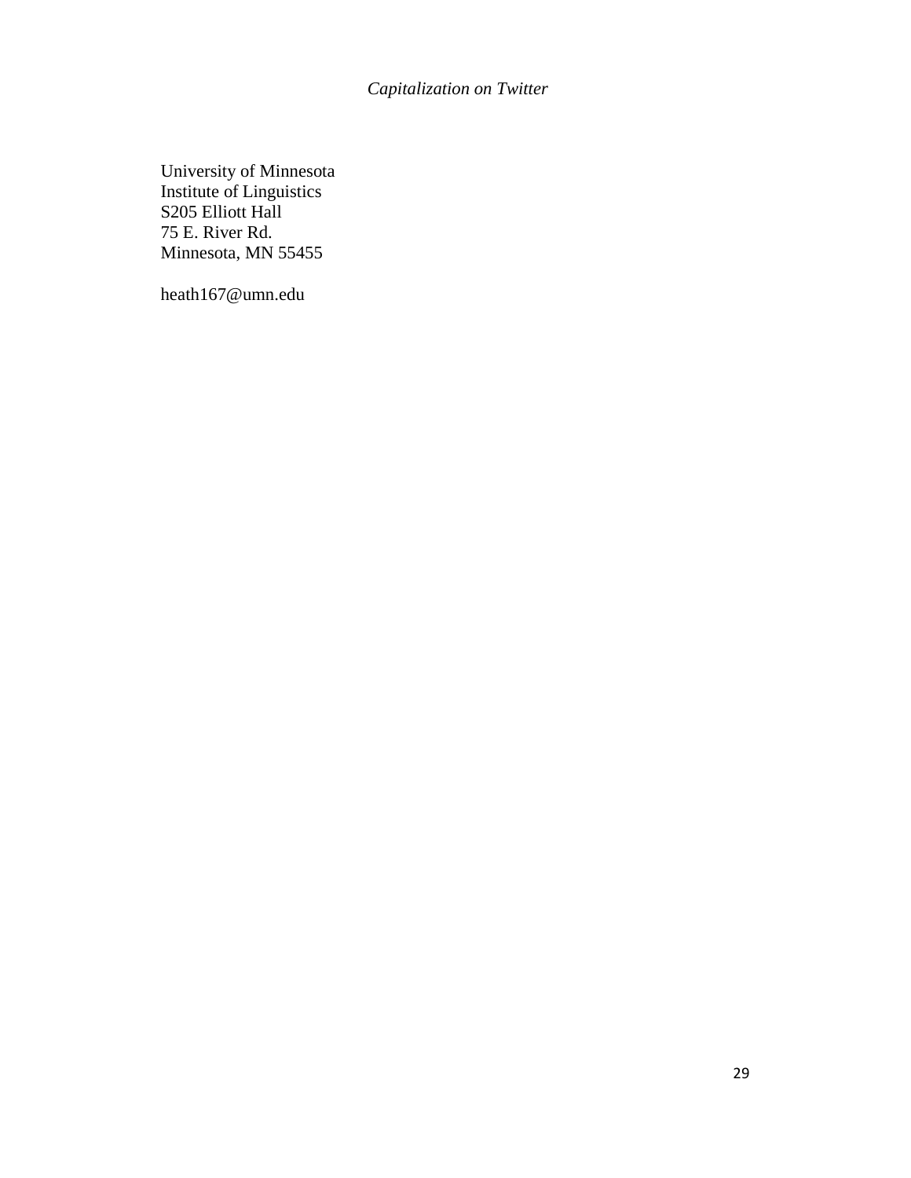University of Minnesota
Institute of Linguistics
S205 Elliott Hall
75 E. River Rd.
Minnesota, MN 55455

heath167@umn.edu